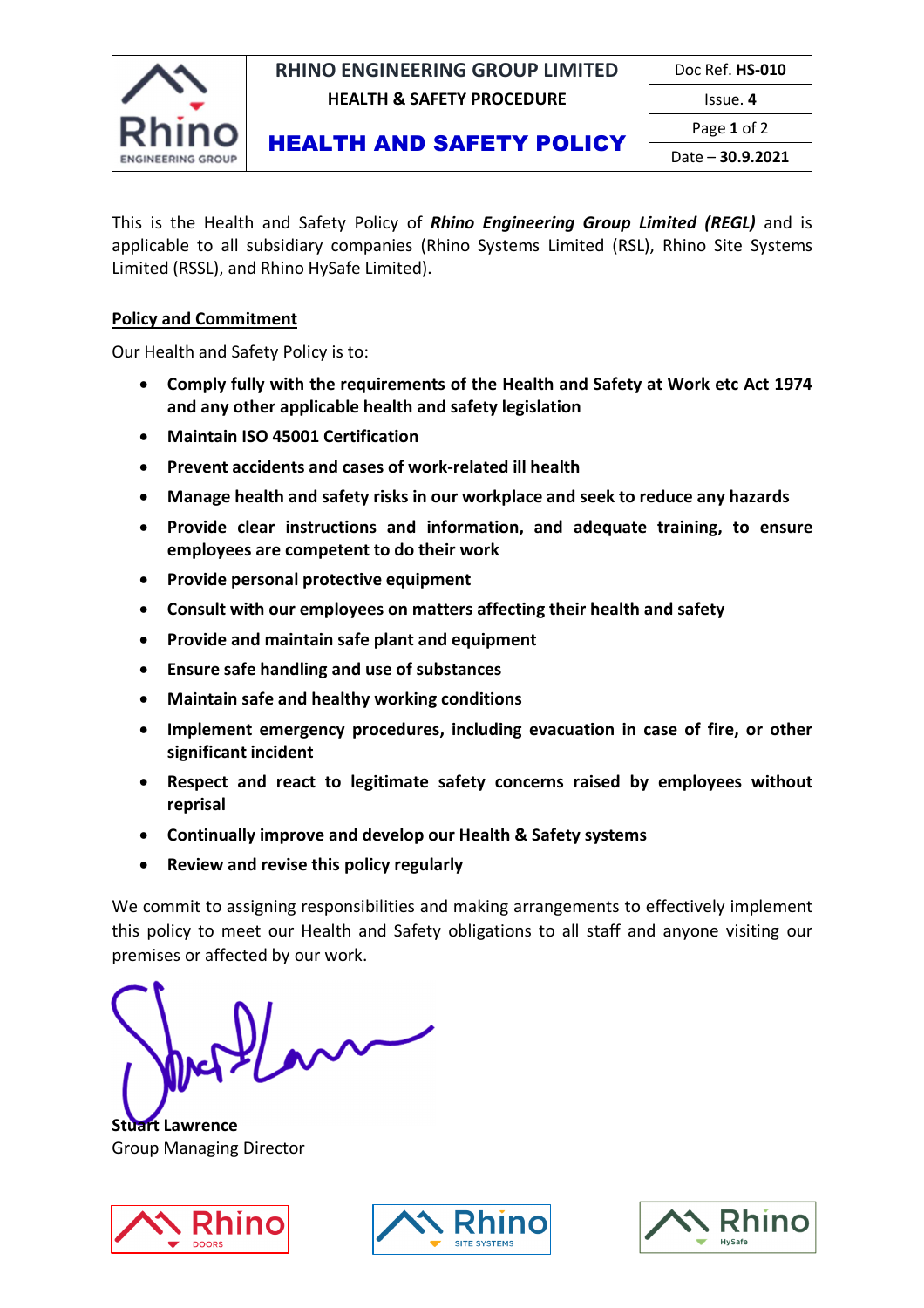| RHINO ENGINEERING GROUP LIMITED | Doc Ref. **HS-010** |
| --- | --- |
| **HEALTH & SAFETY PROCEDURE** | Issue. **4** |
| **HEALTH AND SAFETY POLICY** | Date – **30.9.2021** |

This is the Health and Safety Policy of ***Rhino Engineering Group Limited (REGL)*** and is applicable to all subsidiary companies (Rhino Systems Limited (RSL), Rhino Site Systems Limited (RSSL), and Rhino HySafe Limited).

## Policy and Commitment

Our Health and Safety Policy is to:

- **Comply fully with the requirements of the Health and Safety at Work etc Act 1974 and any other applicable health and safety legislation**
- **Maintain ISO 45001 Certification**
- **Prevent accidents and cases of work-related ill health**
- **Manage health and safety risks in our workplace and seek to reduce any hazards**
- **Provide clear instructions and information, and adequate training, to ensure employees are competent to do their work**
- **Provide personal protective equipment**
- **Consult with our employees on matters affecting their health and safety**
- **Provide and maintain safe plant and equipment**
- **Ensure safe handling and use of substances**
- **Maintain safe and healthy working conditions**
- **Implement emergency procedures, including evacuation in case of fire, or other significant incident**
- **Respect and react to legitimate safety concerns raised by employees without reprisal**
- **Continually improve and develop our Health & Safety systems**
- **Review and revise this policy regularly**

We commit to assigning responsibilities and making arrangements to effectively implement this policy to meet our Health and Safety obligations to all staff and anyone visiting our premises or affected by our work.

**Stuart Lawrence**
Group Managing Director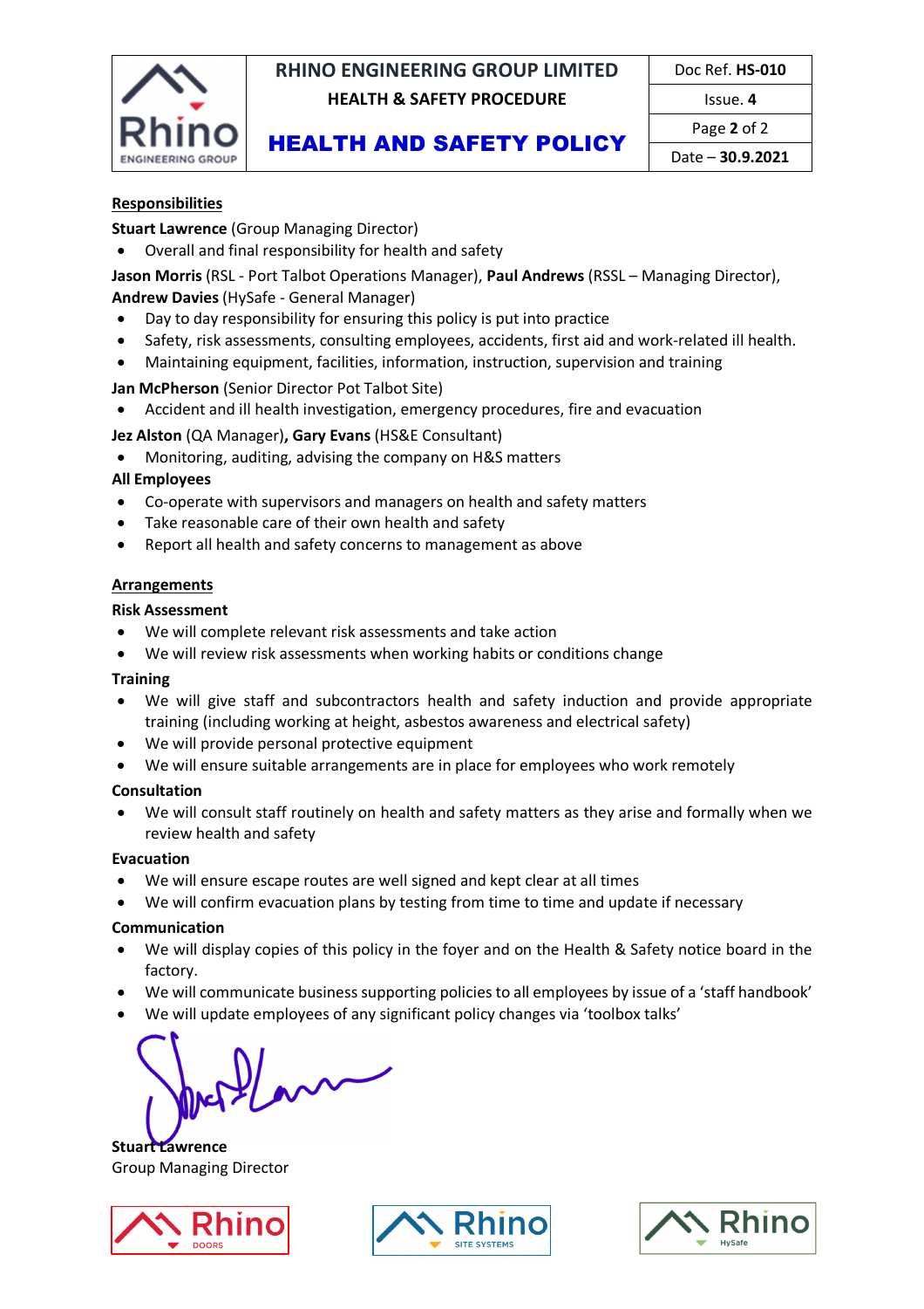## Responsibilities

**Stuart Lawrence** (Group Managing Director)

- Overall and final responsibility for health and safety

**Jason Morris** (RSL - Port Talbot Operations Manager), **Paul Andrews** (RSSL – Managing Director), **Andrew Davies** (HySafe - General Manager)

- Day to day responsibility for ensuring this policy is put into practice
- Safety, risk assessments, consulting employees, accidents, first aid and work-related ill health.
- Maintaining equipment, facilities, information, instruction, supervision and training

**Jan McPherson** (Senior Director Pot Talbot Site)

- Accident and ill health investigation, emergency procedures, fire and evacuation

**Jez Alston** (QA Manager)**, Gary Evans** (HS&E Consultant)

- Monitoring, auditing, advising the company on H&S matters

**All Employees**

- Co-operate with supervisors and managers on health and safety matters
- Take reasonable care of their own health and safety
- Report all health and safety concerns to management as above

## Arrangements

**Risk Assessment**

- We will complete relevant risk assessments and take action
- We will review risk assessments when working habits or conditions change

**Training**

- We will give staff and subcontractors health and safety induction and provide appropriate training (including working at height, asbestos awareness and electrical safety)
- We will provide personal protective equipment
- We will ensure suitable arrangements are in place for employees who work remotely

**Consultation**

- We will consult staff routinely on health and safety matters as they arise and formally when we review health and safety

**Evacuation**

- We will ensure escape routes are well signed and kept clear at all times
- We will confirm evacuation plans by testing from time to time and update if necessary

**Communication**

- We will display copies of this policy in the foyer and on the Health & Safety notice board in the factory.
- We will communicate business supporting policies to all employees by issue of a 'staff handbook'
- We will update employees of any significant policy changes via 'toolbox talks'

**Stuart Lawrence**
Group Managing Director